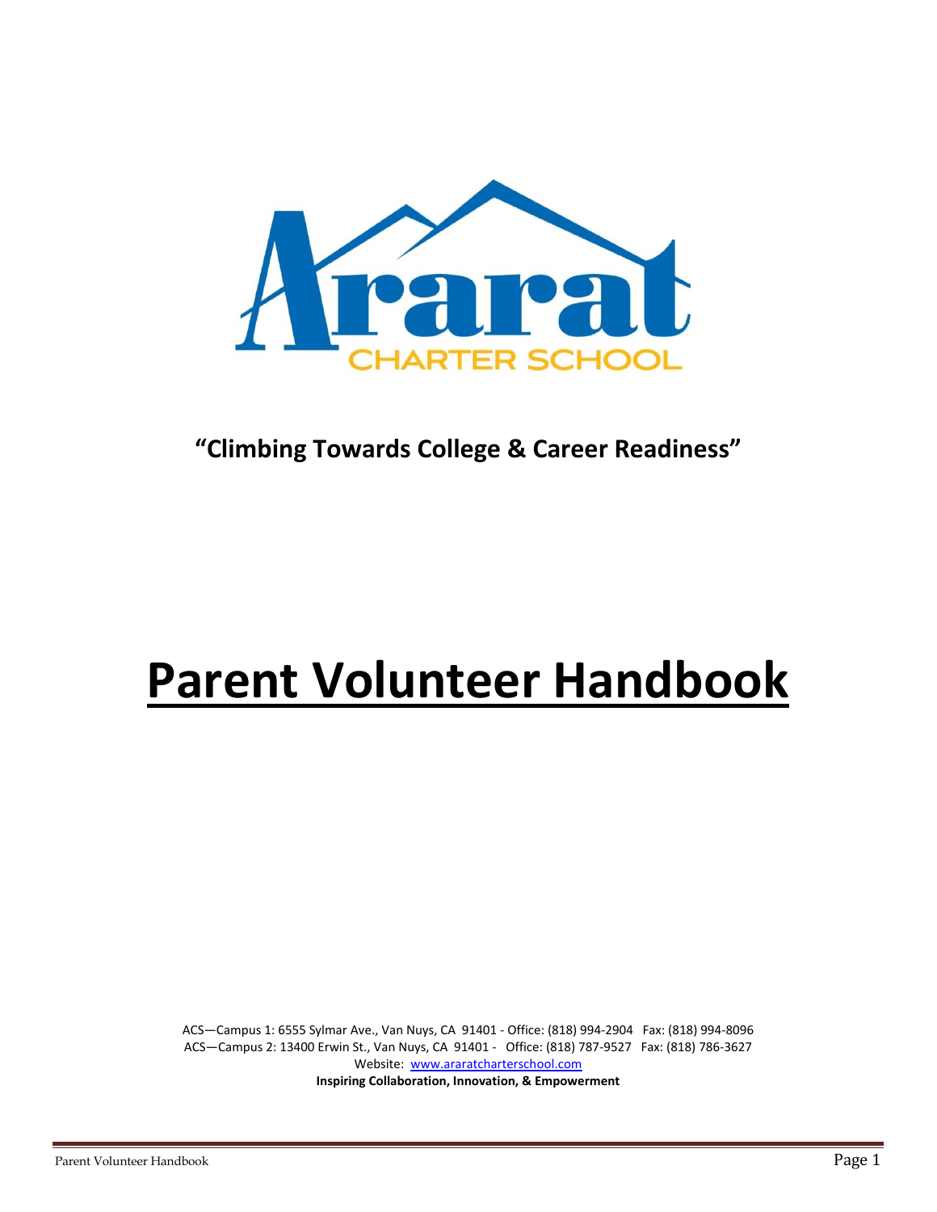Ararat

CHARTER SCHOOL

**"Climbing Towards College & Career Readiness"**

# Parent Volunteer Handbook

ACS—Campus 1: 6555 Sylmar Ave., Van Nuys, CA 91401 - Office: (818) 994-2904 Fax: (818) 994-8096
ACS—Campus 2: 13400 Erwin St., Van Nuys, CA 91401 - Office: (818) 787-9527 Fax: (818) 786-3627
Website: www.araratcharterschool.com
**Inspiring Collaboration, Innovation, & Empowerment**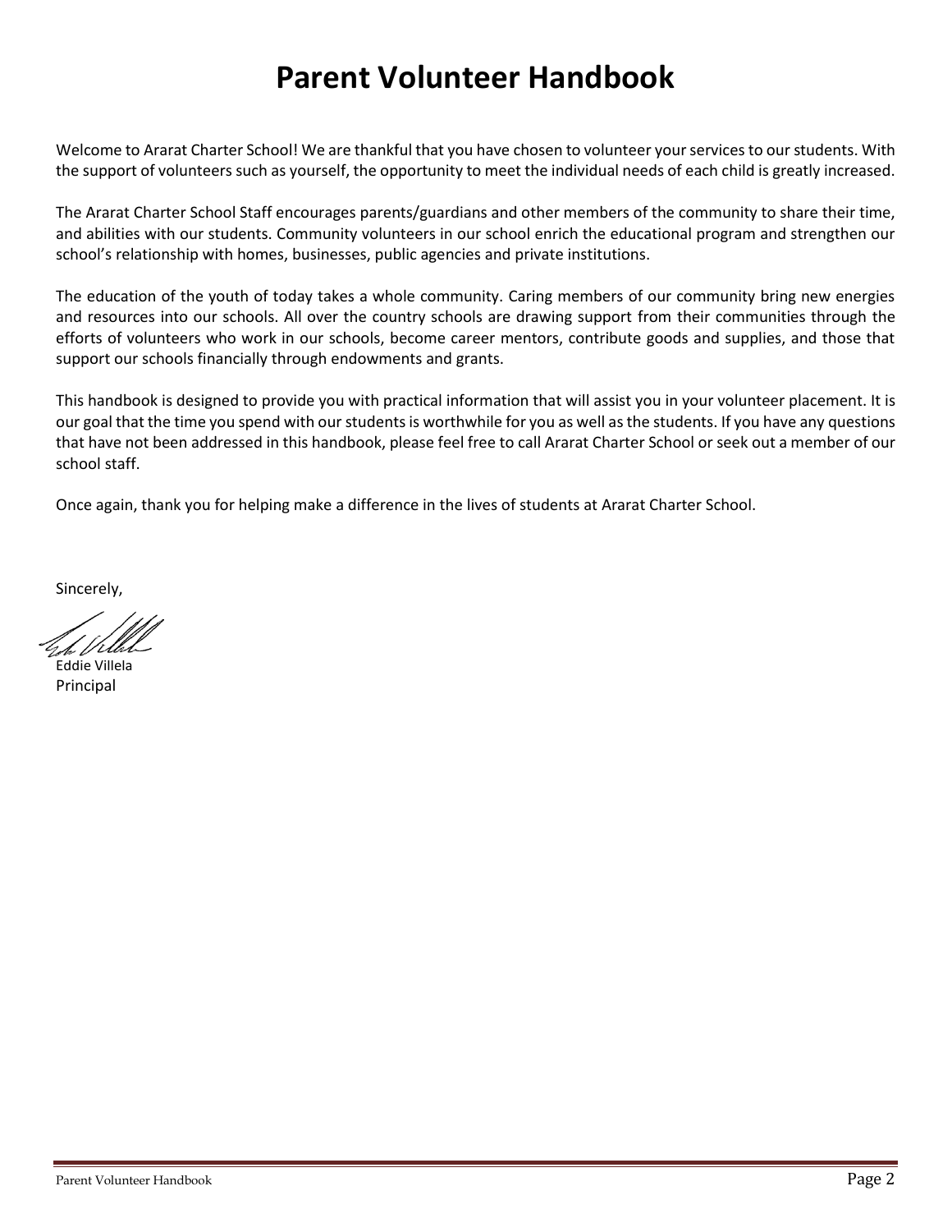# Parent Volunteer Handbook

Welcome to Ararat Charter School! We are thankful that you have chosen to volunteer your services to our students. With the support of volunteers such as yourself, the opportunity to meet the individual needs of each child is greatly increased.

The Ararat Charter School Staff encourages parents/guardians and other members of the community to share their time, and abilities with our students. Community volunteers in our school enrich the educational program and strengthen our school's relationship with homes, businesses, public agencies and private institutions.

The education of the youth of today takes a whole community. Caring members of our community bring new energies and resources into our schools. All over the country schools are drawing support from their communities through the efforts of volunteers who work in our schools, become career mentors, contribute goods and supplies, and those that support our schools financially through endowments and grants.

This handbook is designed to provide you with practical information that will assist you in your volunteer placement. It is our goal that the time you spend with our students is worthwhile for you as well as the students. If you have any questions that have not been addressed in this handbook, please feel free to call Ararat Charter School or seek out a member of our school staff.

Once again, thank you for helping make a difference in the lives of students at Ararat Charter School.

Sincerely,

Eddie Villela
Principal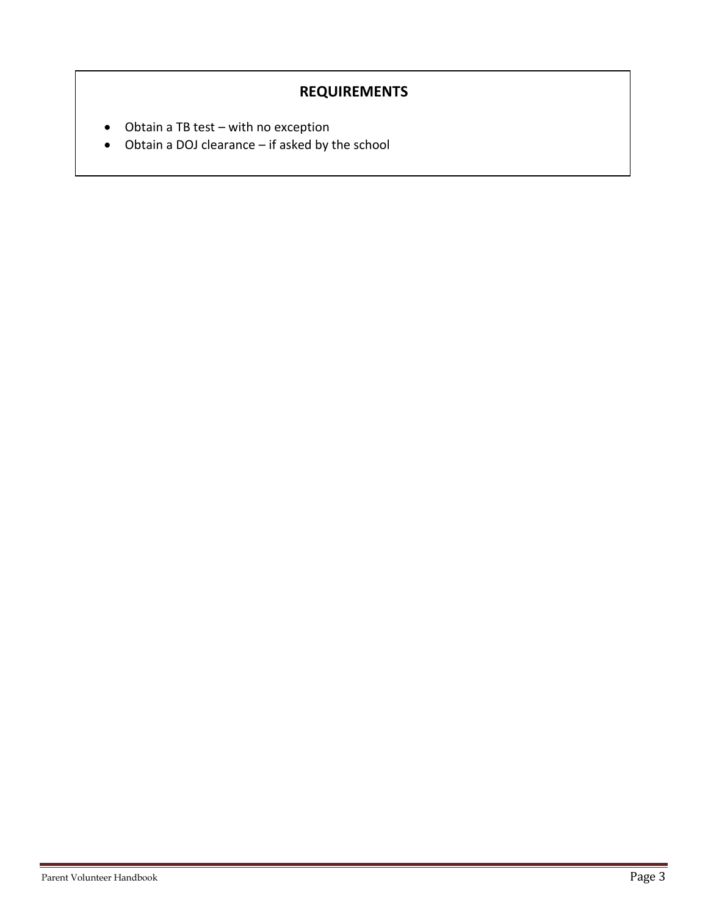## REQUIREMENTS

- Obtain a TB test – with no exception
- Obtain a DOJ clearance – if asked by the school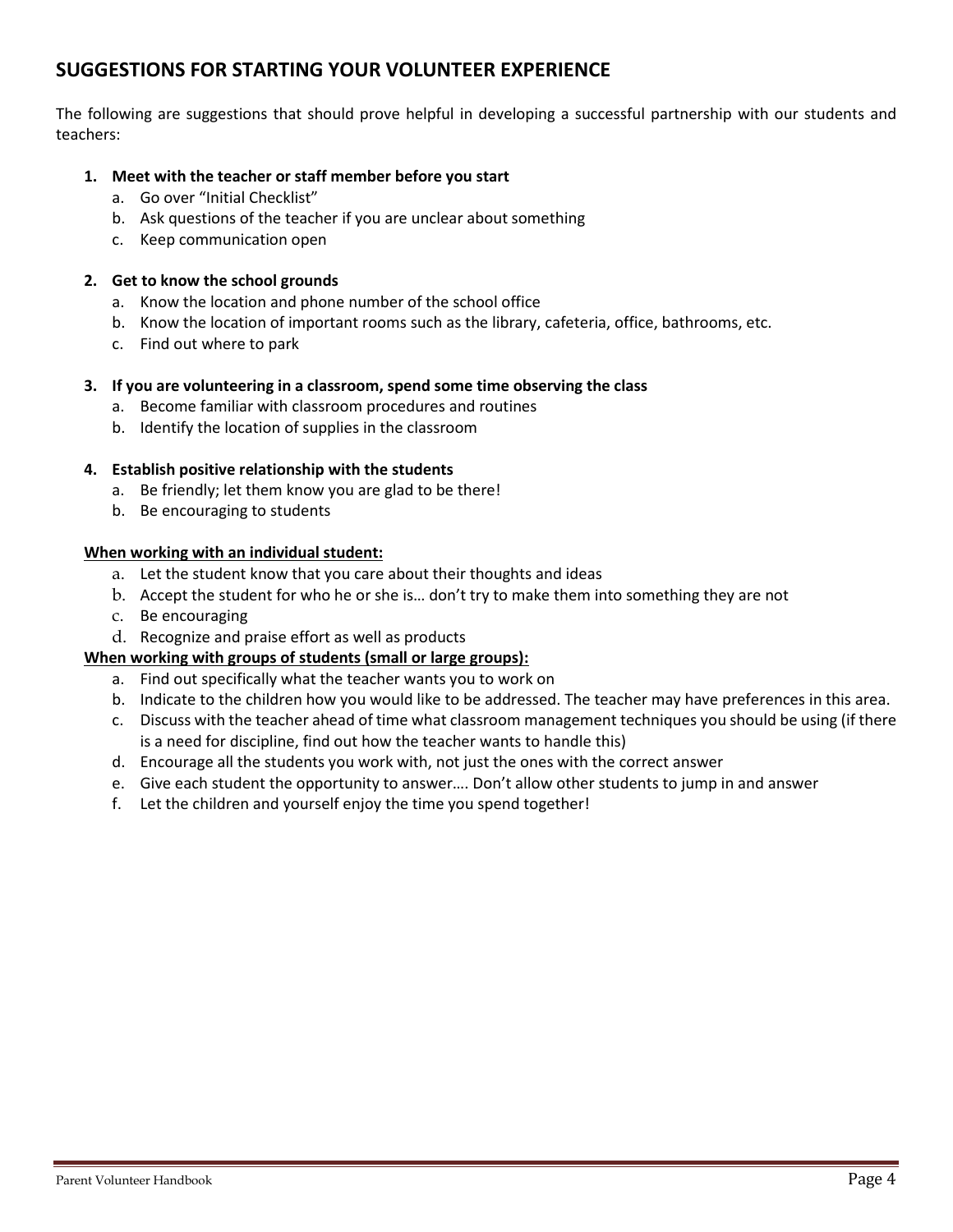## SUGGESTIONS FOR STARTING YOUR VOLUNTEER EXPERIENCE

The following are suggestions that should prove helpful in developing a successful partnership with our students and teachers:

1. **Meet with the teacher or staff member before you start**
   a. Go over "Initial Checklist"
   b. Ask questions of the teacher if you are unclear about something
   c. Keep communication open

2. **Get to know the school grounds**
   a. Know the location and phone number of the school office
   b. Know the location of important rooms such as the library, cafeteria, office, bathrooms, etc.
   c. Find out where to park

3. **If you are volunteering in a classroom, spend some time observing the class**
   a. Become familiar with classroom procedures and routines
   b. Identify the location of supplies in the classroom

4. **Establish positive relationship with the students**
   a. Be friendly; let them know you are glad to be there!
   b. Be encouraging to students

**<u>When working with an individual student:</u>**

a. Let the student know that you care about their thoughts and ideas
b. Accept the student for who he or she is… don't try to make them into something they are not
c. Be encouraging
d. Recognize and praise effort as well as products

**<u>When working with groups of students (small or large groups):</u>**

a. Find out specifically what the teacher wants you to work on
b. Indicate to the children how you would like to be addressed. The teacher may have preferences in this area.
c. Discuss with the teacher ahead of time what classroom management techniques you should be using (if there is a need for discipline, find out how the teacher wants to handle this)
d. Encourage all the students you work with, not just the ones with the correct answer
e. Give each student the opportunity to answer…. Don't allow other students to jump in and answer
f. Let the children and yourself enjoy the time you spend together!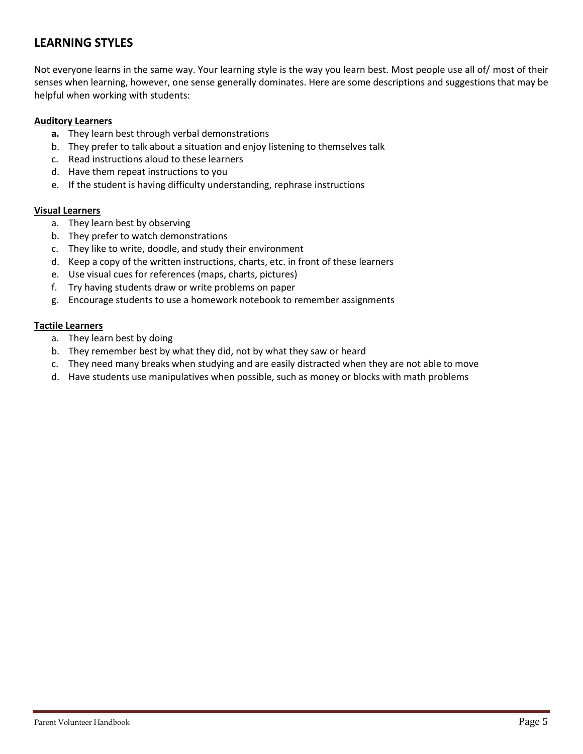## LEARNING STYLES

Not everyone learns in the same way. Your learning style is the way you learn best. Most people use all of/ most of their senses when learning, however, one sense generally dominates. Here are some descriptions and suggestions that may be helpful when working with students:

**Auditory Learners**

a. They learn best through verbal demonstrations
b. They prefer to talk about a situation and enjoy listening to themselves talk
c. Read instructions aloud to these learners
d. Have them repeat instructions to you
e. If the student is having difficulty understanding, rephrase instructions

**Visual Learners**

a. They learn best by observing
b. They prefer to watch demonstrations
c. They like to write, doodle, and study their environment
d. Keep a copy of the written instructions, charts, etc. in front of these learners
e. Use visual cues for references (maps, charts, pictures)
f. Try having students draw or write problems on paper
g. Encourage students to use a homework notebook to remember assignments

**Tactile Learners**

a. They learn best by doing
b. They remember best by what they did, not by what they saw or heard
c. They need many breaks when studying and are easily distracted when they are not able to move
d. Have students use manipulatives when possible, such as money or blocks with math problems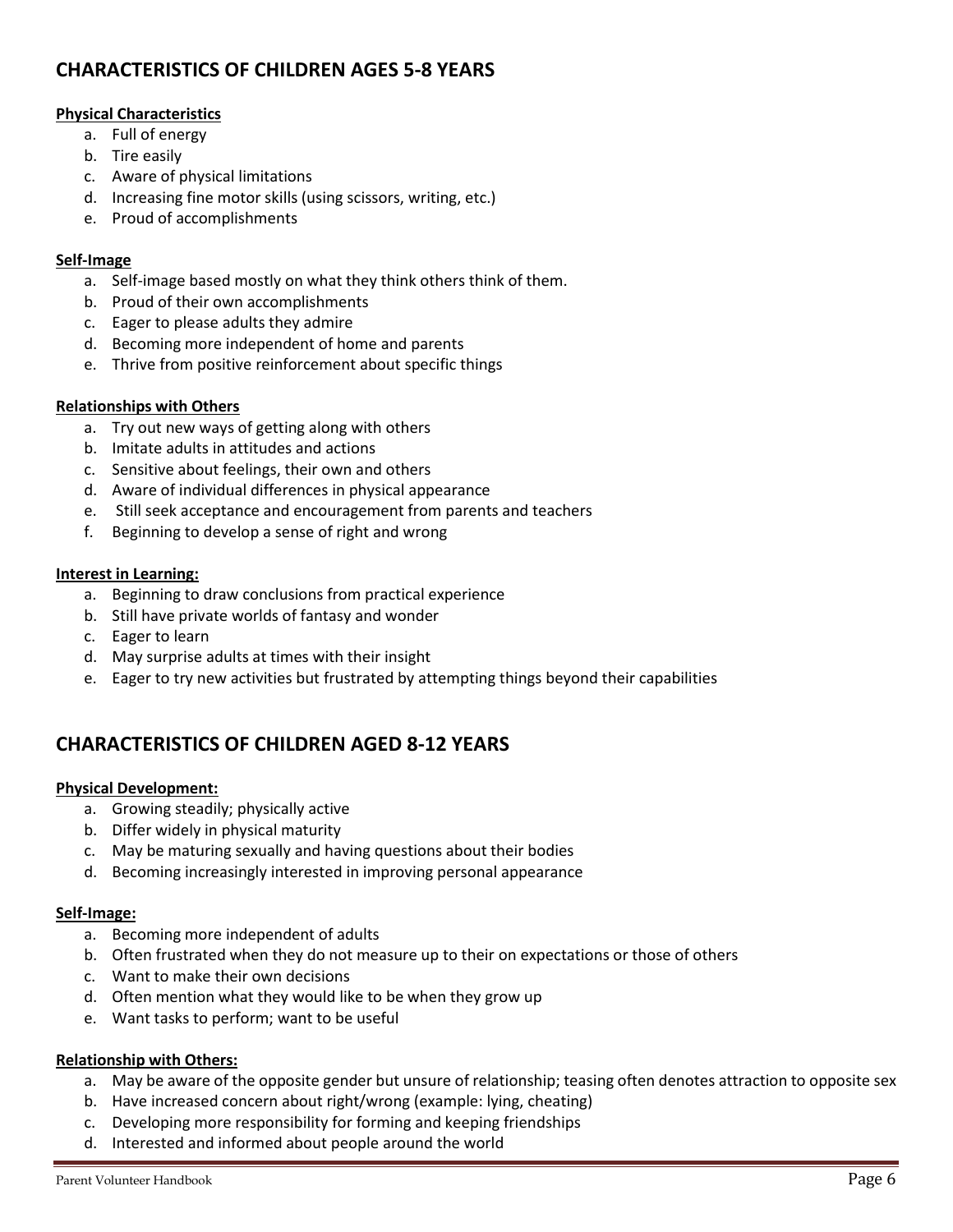## CHARACTERISTICS OF CHILDREN AGES 5-8 YEARS

**Physical Characteristics**

a. Full of energy
b. Tire easily
c. Aware of physical limitations
d. Increasing fine motor skills (using scissors, writing, etc.)
e. Proud of accomplishments

**Self-Image**

a. Self-image based mostly on what they think others think of them.
b. Proud of their own accomplishments
c. Eager to please adults they admire
d. Becoming more independent of home and parents
e. Thrive from positive reinforcement about specific things

**Relationships with Others**

a. Try out new ways of getting along with others
b. Imitate adults in attitudes and actions
c. Sensitive about feelings, their own and others
d. Aware of individual differences in physical appearance
e. Still seek acceptance and encouragement from parents and teachers
f. Beginning to develop a sense of right and wrong

**Interest in Learning:**

a. Beginning to draw conclusions from practical experience
b. Still have private worlds of fantasy and wonder
c. Eager to learn
d. May surprise adults at times with their insight
e. Eager to try new activities but frustrated by attempting things beyond their capabilities

## CHARACTERISTICS OF CHILDREN AGED 8-12 YEARS

**Physical Development:**

a. Growing steadily; physically active
b. Differ widely in physical maturity
c. May be maturing sexually and having questions about their bodies
d. Becoming increasingly interested in improving personal appearance

**Self-Image:**

a. Becoming more independent of adults
b. Often frustrated when they do not measure up to their on expectations or those of others
c. Want to make their own decisions
d. Often mention what they would like to be when they grow up
e. Want tasks to perform; want to be useful

**Relationship with Others:**

a. May be aware of the opposite gender but unsure of relationship; teasing often denotes attraction to opposite sex
b. Have increased concern about right/wrong (example: lying, cheating)
c. Developing more responsibility for forming and keeping friendships
d. Interested and informed about people around the world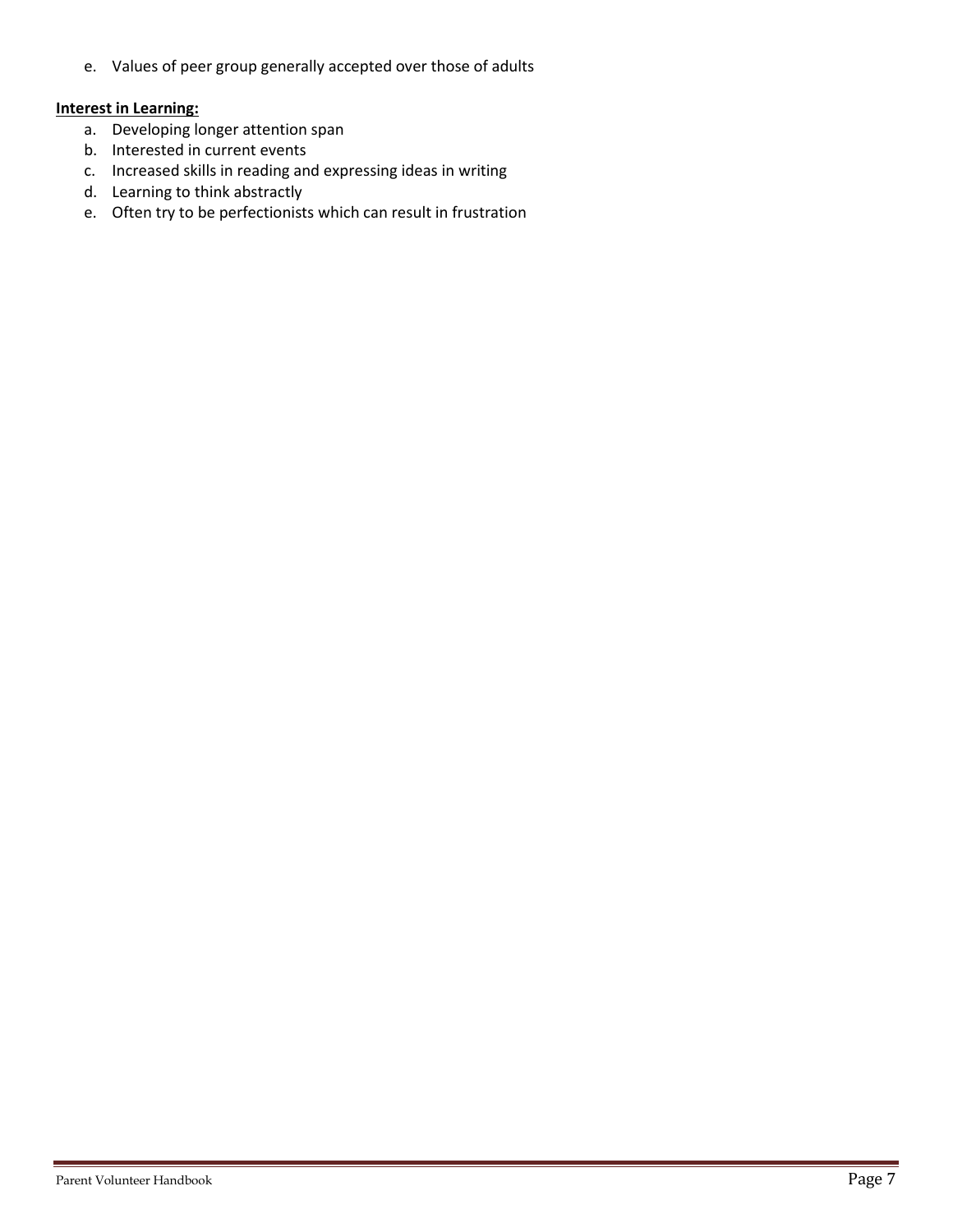e. Values of peer group generally accepted over those of adults

**Interest in Learning:**

a. Developing longer attention span
b. Interested in current events
c. Increased skills in reading and expressing ideas in writing
d. Learning to think abstractly
e. Often try to be perfectionists which can result in frustration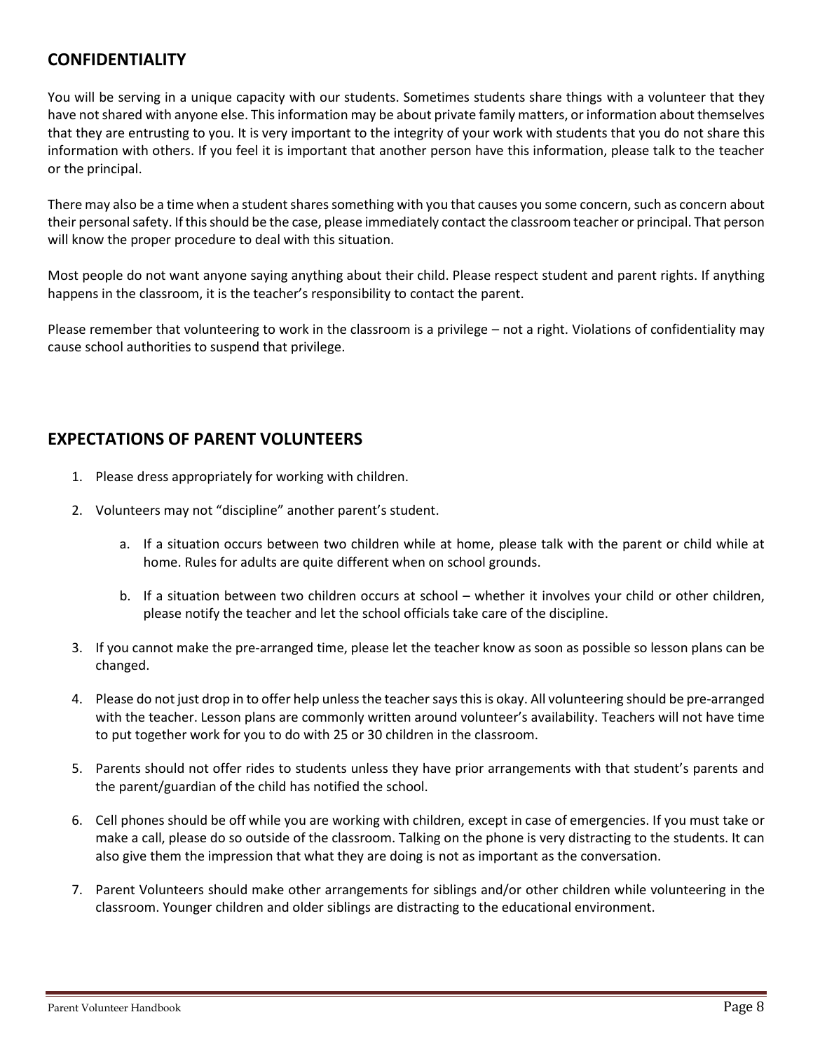## CONFIDENTIALITY

You will be serving in a unique capacity with our students. Sometimes students share things with a volunteer that they have not shared with anyone else. This information may be about private family matters, or information about themselves that they are entrusting to you. It is very important to the integrity of your work with students that you do not share this information with others. If you feel it is important that another person have this information, please talk to the teacher or the principal.

There may also be a time when a student shares something with you that causes you some concern, such as concern about their personal safety. If this should be the case, please immediately contact the classroom teacher or principal. That person will know the proper procedure to deal with this situation.

Most people do not want anyone saying anything about their child. Please respect student and parent rights. If anything happens in the classroom, it is the teacher's responsibility to contact the parent.

Please remember that volunteering to work in the classroom is a privilege – not a right. Violations of confidentiality may cause school authorities to suspend that privilege.

## EXPECTATIONS OF PARENT VOLUNTEERS

1. Please dress appropriately for working with children.
2. Volunteers may not "discipline" another parent's student.
   a. If a situation occurs between two children while at home, please talk with the parent or child while at home. Rules for adults are quite different when on school grounds.
   b. If a situation between two children occurs at school – whether it involves your child or other children, please notify the teacher and let the school officials take care of the discipline.
3. If you cannot make the pre-arranged time, please let the teacher know as soon as possible so lesson plans can be changed.
4. Please do not just drop in to offer help unless the teacher says this is okay. All volunteering should be pre-arranged with the teacher. Lesson plans are commonly written around volunteer's availability. Teachers will not have time to put together work for you to do with 25 or 30 children in the classroom.
5. Parents should not offer rides to students unless they have prior arrangements with that student's parents and the parent/guardian of the child has notified the school.
6. Cell phones should be off while you are working with children, except in case of emergencies. If you must take or make a call, please do so outside of the classroom. Talking on the phone is very distracting to the students. It can also give them the impression that what they are doing is not as important as the conversation.
7. Parent Volunteers should make other arrangements for siblings and/or other children while volunteering in the classroom. Younger children and older siblings are distracting to the educational environment.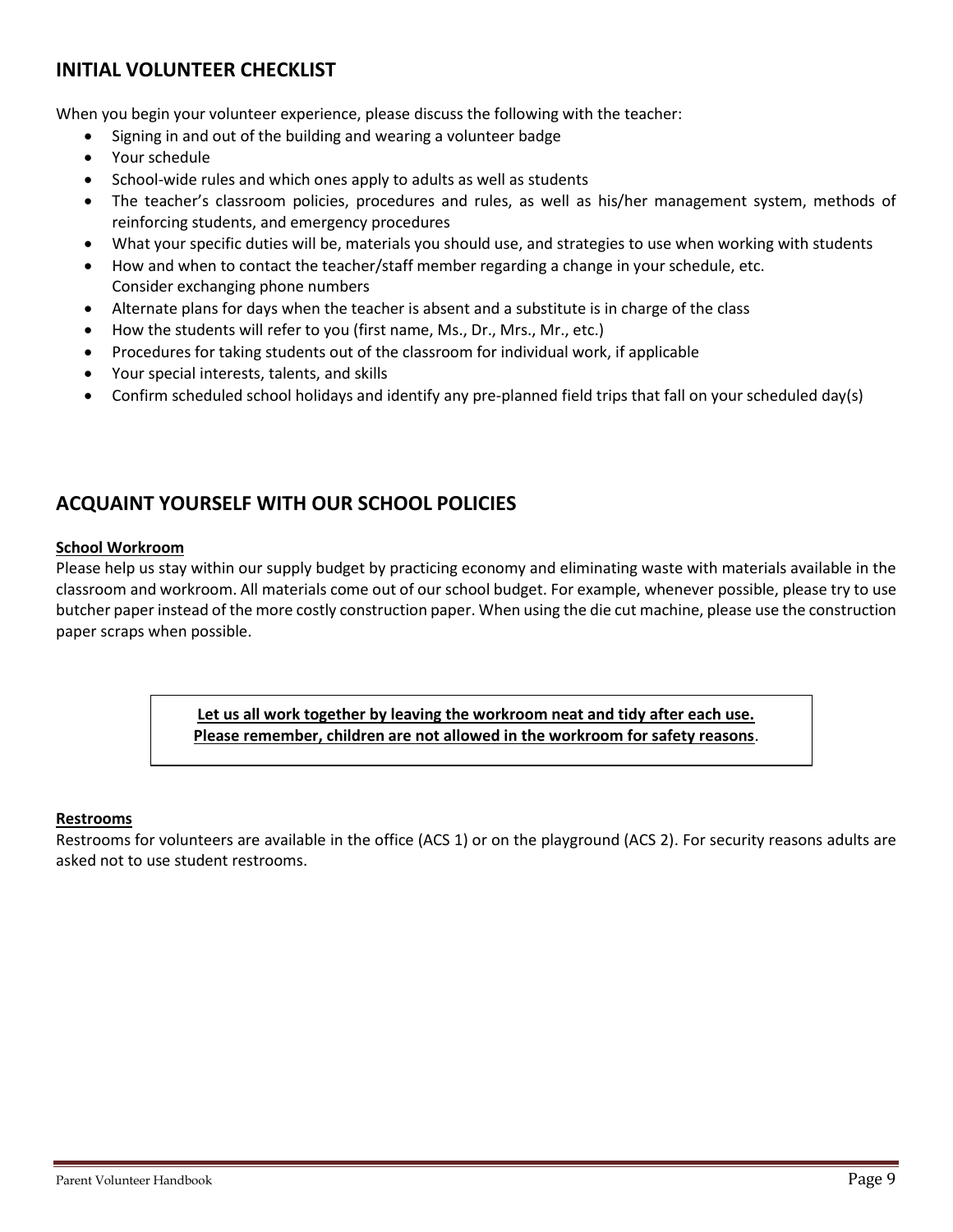## INITIAL VOLUNTEER CHECKLIST

When you begin your volunteer experience, please discuss the following with the teacher:

- Signing in and out of the building and wearing a volunteer badge
- Your schedule
- School-wide rules and which ones apply to adults as well as students
- The teacher's classroom policies, procedures and rules, as well as his/her management system, methods of reinforcing students, and emergency procedures
- What your specific duties will be, materials you should use, and strategies to use when working with students
- How and when to contact the teacher/staff member regarding a change in your schedule, etc.
  Consider exchanging phone numbers
- Alternate plans for days when the teacher is absent and a substitute is in charge of the class
- How the students will refer to you (first name, Ms., Dr., Mrs., Mr., etc.)
- Procedures for taking students out of the classroom for individual work, if applicable
- Your special interests, talents, and skills
- Confirm scheduled school holidays and identify any pre-planned field trips that fall on your scheduled day(s)

## ACQUAINT YOURSELF WITH OUR SCHOOL POLICIES

**School Workroom**

Please help us stay within our supply budget by practicing economy and eliminating waste with materials available in the classroom and workroom. All materials come out of our school budget. For example, whenever possible, please try to use butcher paper instead of the more costly construction paper. When using the die cut machine, please use the construction paper scraps when possible.

> **Let us all work together by leaving the workroom neat and tidy after each use.**
> **Please remember, children are not allowed in the workroom for safety reasons**.

**Restrooms**

Restrooms for volunteers are available in the office (ACS 1) or on the playground (ACS 2). For security reasons adults are asked not to use student restrooms.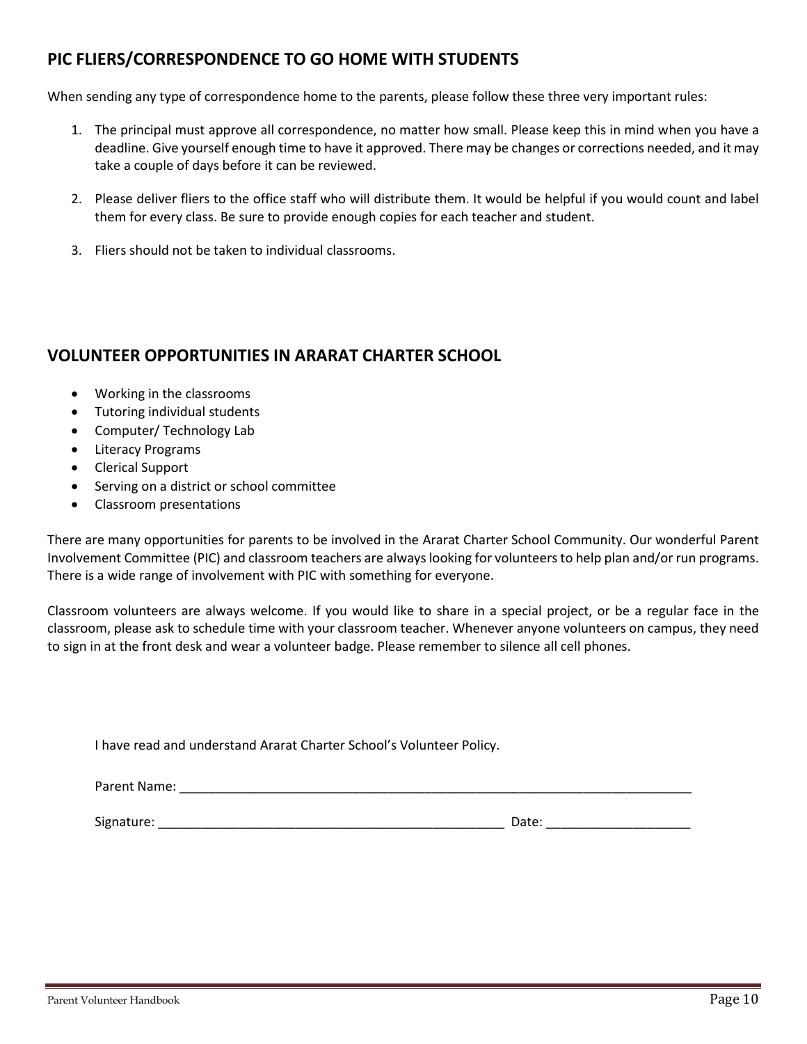## PIC FLIERS/CORRESPONDENCE TO GO HOME WITH STUDENTS

When sending any type of correspondence home to the parents, please follow these three very important rules:

1. The principal must approve all correspondence, no matter how small. Please keep this in mind when you have a deadline. Give yourself enough time to have it approved. There may be changes or corrections needed, and it may take a couple of days before it can be reviewed.

2. Please deliver fliers to the office staff who will distribute them. It would be helpful if you would count and label them for every class. Be sure to provide enough copies for each teacher and student.

3. Fliers should not be taken to individual classrooms.

## VOLUNTEER OPPORTUNITIES IN ARARAT CHARTER SCHOOL

- Working in the classrooms
- Tutoring individual students
- Computer/ Technology Lab
- Literacy Programs
- Clerical Support
- Serving on a district or school committee
- Classroom presentations

There are many opportunities for parents to be involved in the Ararat Charter School Community. Our wonderful Parent Involvement Committee (PIC) and classroom teachers are always looking for volunteers to help plan and/or run programs. There is a wide range of involvement with PIC with something for everyone.

Classroom volunteers are always welcome. If you would like to share in a special project, or be a regular face in the classroom, please ask to schedule time with your classroom teacher. Whenever anyone volunteers on campus, they need to sign in at the front desk and wear a volunteer badge. Please remember to silence all cell phones.

I have read and understand Ararat Charter School's Volunteer Policy.

Parent Name: ___________________________________________________________________________

Signature: __________________________________________________ Date: ____________________